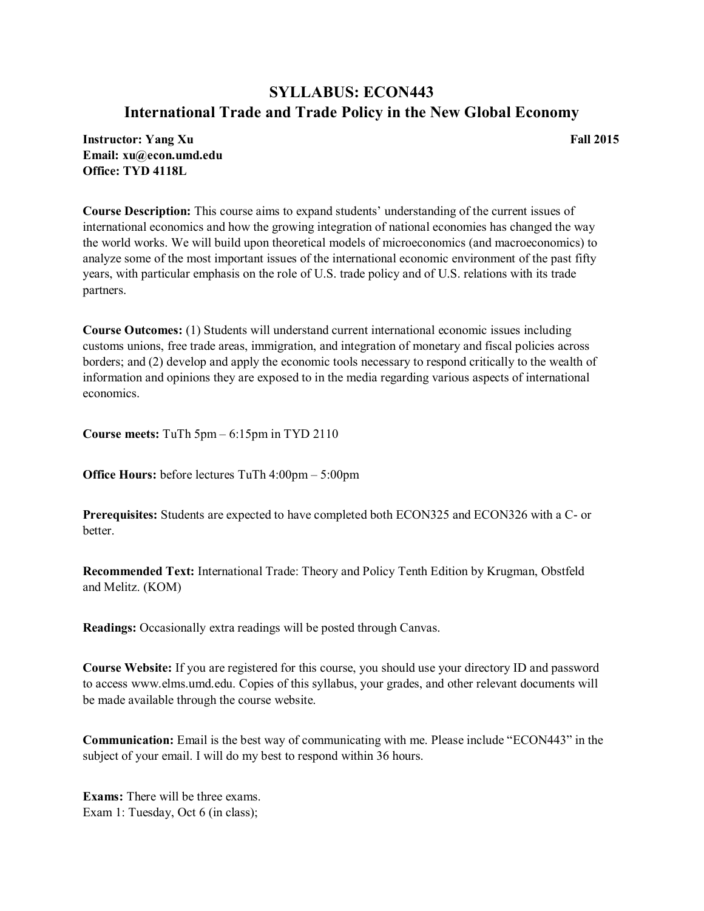# SYLLABUS: ECON443
## International Trade and Trade Policy in the New Global Economy

**Instructor: Yang Xu** **Fall 2015**
**Email: xu@econ.umd.edu**
**Office: TYD 4118L**

**Course Description:** This course aims to expand students' understanding of the current issues of international economics and how the growing integration of national economies has changed the way the world works. We will build upon theoretical models of microeconomics (and macroeconomics) to analyze some of the most important issues of the international economic environment of the past fifty years, with particular emphasis on the role of U.S. trade policy and of U.S. relations with its trade partners.

**Course Outcomes:** (1) Students will understand current international economic issues including customs unions, free trade areas, immigration, and integration of monetary and fiscal policies across borders; and (2) develop and apply the economic tools necessary to respond critically to the wealth of information and opinions they are exposed to in the media regarding various aspects of international economics.

**Course meets:** TuTh 5pm – 6:15pm in TYD 2110

**Office Hours:** before lectures TuTh 4:00pm – 5:00pm

**Prerequisites:** Students are expected to have completed both ECON325 and ECON326 with a C- or better.

**Recommended Text:** International Trade: Theory and Policy Tenth Edition by Krugman, Obstfeld and Melitz. (KOM)

**Readings:** Occasionally extra readings will be posted through Canvas.

**Course Website:** If you are registered for this course, you should use your directory ID and password to access www.elms.umd.edu. Copies of this syllabus, your grades, and other relevant documents will be made available through the course website.

**Communication:** Email is the best way of communicating with me. Please include "ECON443" in the subject of your email. I will do my best to respond within 36 hours.

**Exams:** There will be three exams.
Exam 1: Tuesday, Oct 6 (in class);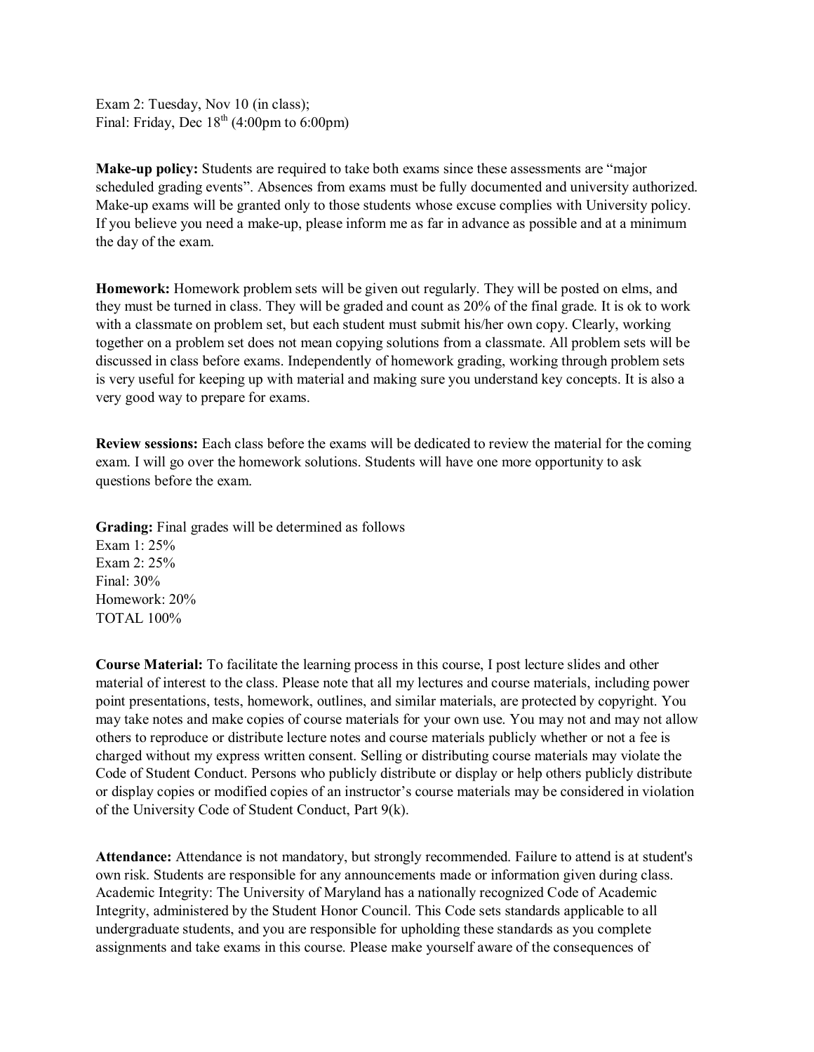Exam 2: Tuesday, Nov 10 (in class);
Final: Friday, Dec 18th (4:00pm to 6:00pm)

**Make-up policy:** Students are required to take both exams since these assessments are "major scheduled grading events". Absences from exams must be fully documented and university authorized. Make-up exams will be granted only to those students whose excuse complies with University policy. If you believe you need a make-up, please inform me as far in advance as possible and at a minimum the day of the exam.

**Homework:** Homework problem sets will be given out regularly. They will be posted on elms, and they must be turned in class. They will be graded and count as 20% of the final grade. It is ok to work with a classmate on problem set, but each student must submit his/her own copy. Clearly, working together on a problem set does not mean copying solutions from a classmate. All problem sets will be discussed in class before exams. Independently of homework grading, working through problem sets is very useful for keeping up with material and making sure you understand key concepts. It is also a very good way to prepare for exams.

**Review sessions:** Each class before the exams will be dedicated to review the material for the coming exam. I will go over the homework solutions. Students will have one more opportunity to ask questions before the exam.

**Grading:** Final grades will be determined as follows
Exam 1: 25%
Exam 2: 25%
Final: 30%
Homework: 20%
TOTAL 100%

**Course Material:** To facilitate the learning process in this course, I post lecture slides and other material of interest to the class. Please note that all my lectures and course materials, including power point presentations, tests, homework, outlines, and similar materials, are protected by copyright. You may take notes and make copies of course materials for your own use. You may not and may not allow others to reproduce or distribute lecture notes and course materials publicly whether or not a fee is charged without my express written consent. Selling or distributing course materials may violate the Code of Student Conduct. Persons who publicly distribute or display or help others publicly distribute or display copies or modified copies of an instructor's course materials may be considered in violation of the University Code of Student Conduct, Part 9(k).

**Attendance:** Attendance is not mandatory, but strongly recommended. Failure to attend is at student's own risk. Students are responsible for any announcements made or information given during class.
Academic Integrity: The University of Maryland has a nationally recognized Code of Academic Integrity, administered by the Student Honor Council. This Code sets standards applicable to all undergraduate students, and you are responsible for upholding these standards as you complete assignments and take exams in this course. Please make yourself aware of the consequences of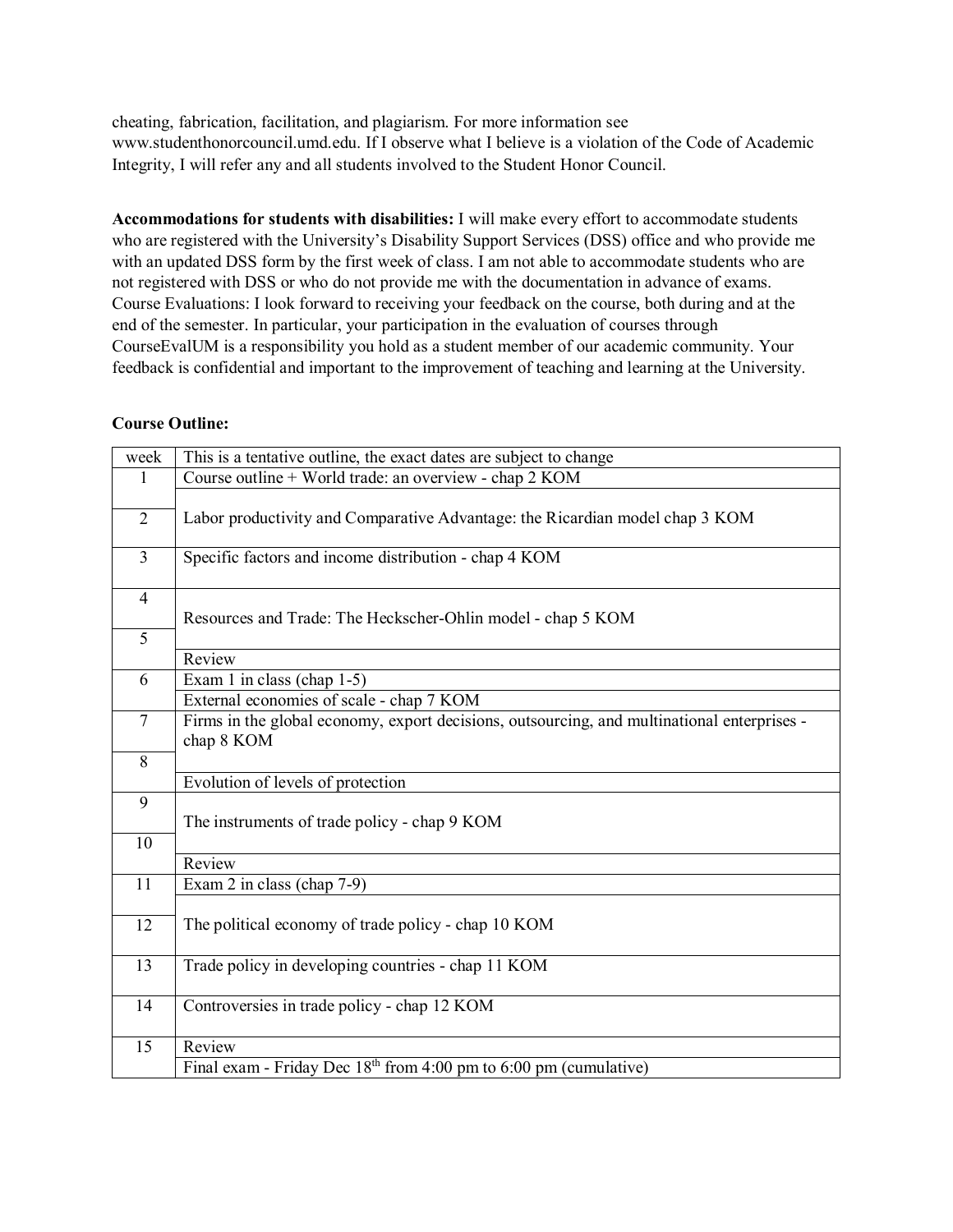cheating, fabrication, facilitation, and plagiarism. For more information see www.studenthonorcouncil.umd.edu. If I observe what I believe is a violation of the Code of Academic Integrity, I will refer any and all students involved to the Student Honor Council.

**Accommodations for students with disabilities:** I will make every effort to accommodate students who are registered with the University's Disability Support Services (DSS) office and who provide me with an updated DSS form by the first week of class. I am not able to accommodate students who are not registered with DSS or who do not provide me with the documentation in advance of exams. Course Evaluations: I look forward to receiving your feedback on the course, both during and at the end of the semester. In particular, your participation in the evaluation of courses through CourseEvalUM is a responsibility you hold as a student member of our academic community. Your feedback is confidential and important to the improvement of teaching and learning at the University.

**Course Outline:**

| week | This is a tentative outline, the exact dates are subject to change |
|---|---|
| 1 | Course outline + World trade: an overview - chap 2 KOM |
| 2 | Labor productivity and Comparative Advantage: the Ricardian model chap 3 KOM |
| 3 | Specific factors and income distribution - chap 4 KOM |
| 4 | Resources and Trade: The Heckscher-Ohlin model - chap 5 KOM |
| 5 | Review |
| 6 | Exam 1 in class (chap 1-5) |
| | External economies of scale - chap 7 KOM |
| 7 | Firms in the global economy, export decisions, outsourcing, and multinational enterprises - chap 8 KOM |
| 8 | Evolution of levels of protection |
| 9 | The instruments of trade policy - chap 9 KOM |
| 10 | Review |
| 11 | Exam 2 in class (chap 7-9) |
| 12 | The political economy of trade policy - chap 10 KOM |
| 13 | Trade policy in developing countries - chap 11 KOM |
| 14 | Controversies in trade policy - chap 12 KOM |
| 15 | Review |
| | Final exam - Friday Dec 18th from 4:00 pm to 6:00 pm (cumulative) |